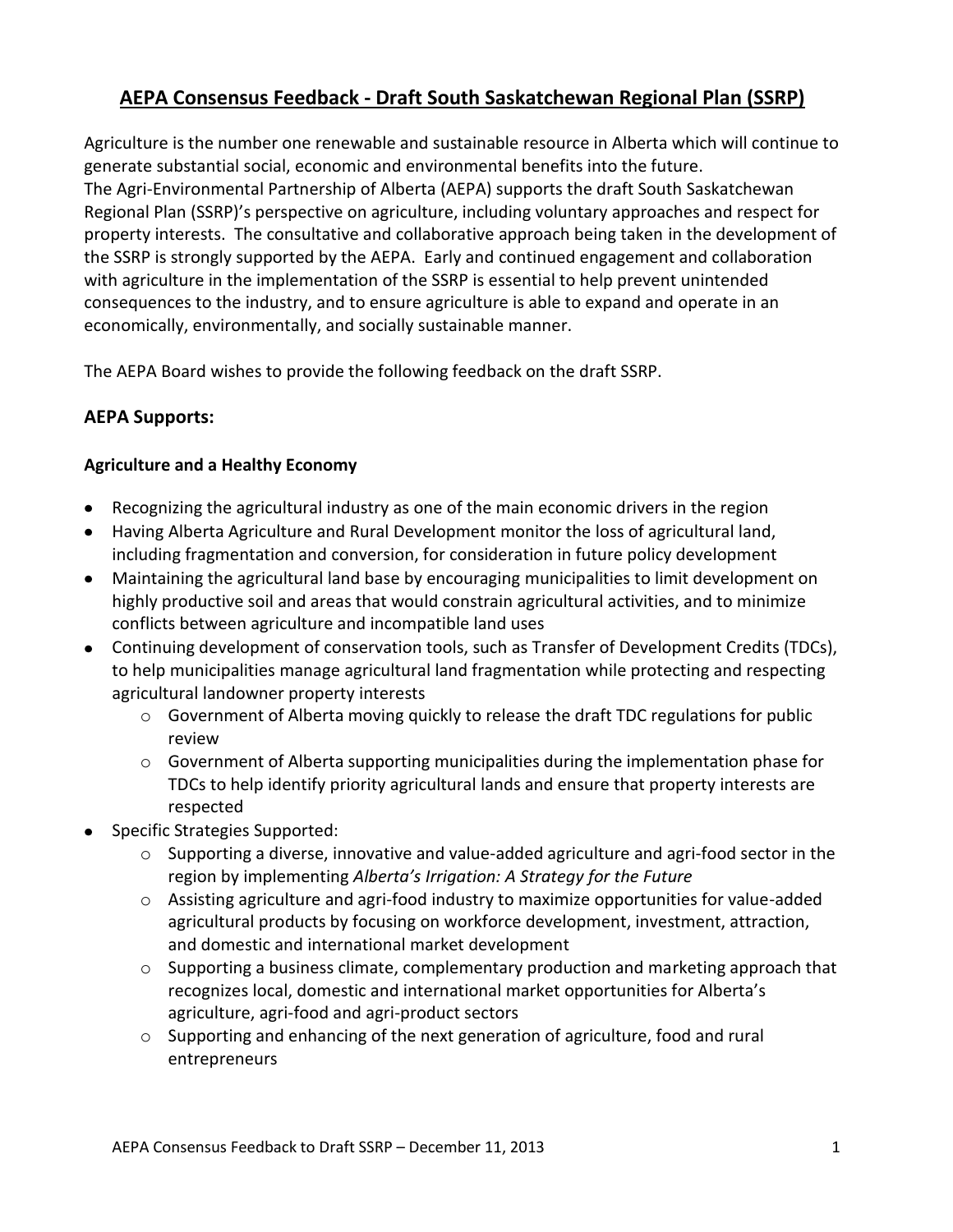# AEPA Consensus Feedback - Draft South Saskatchewan Regional Plan (SSRP)

Agriculture is the number one renewable and sustainable resource in Alberta which will continue to generate substantial social, economic and environmental benefits into the future.
The Agri-Environmental Partnership of Alberta (AEPA) supports the draft South Saskatchewan Regional Plan (SSRP)'s perspective on agriculture, including voluntary approaches and respect for property interests. The consultative and collaborative approach being taken in the development of the SSRP is strongly supported by the AEPA. Early and continued engagement and collaboration with agriculture in the implementation of the SSRP is essential to help prevent unintended consequences to the industry, and to ensure agriculture is able to expand and operate in an economically, environmentally, and socially sustainable manner.

The AEPA Board wishes to provide the following feedback on the draft SSRP.

## AEPA Supports:

### Agriculture and a Healthy Economy

- Recognizing the agricultural industry as one of the main economic drivers in the region
- Having Alberta Agriculture and Rural Development monitor the loss of agricultural land, including fragmentation and conversion, for consideration in future policy development
- Maintaining the agricultural land base by encouraging municipalities to limit development on highly productive soil and areas that would constrain agricultural activities, and to minimize conflicts between agriculture and incompatible land uses
- Continuing development of conservation tools, such as Transfer of Development Credits (TDCs), to help municipalities manage agricultural land fragmentation while protecting and respecting agricultural landowner property interests
  - Government of Alberta moving quickly to release the draft TDC regulations for public review
  - Government of Alberta supporting municipalities during the implementation phase for TDCs to help identify priority agricultural lands and ensure that property interests are respected
- Specific Strategies Supported:
  - Supporting a diverse, innovative and value-added agriculture and agri-food sector in the region by implementing *Alberta's Irrigation: A Strategy for the Future*
  - Assisting agriculture and agri-food industry to maximize opportunities for value-added agricultural products by focusing on workforce development, investment, attraction, and domestic and international market development
  - Supporting a business climate, complementary production and marketing approach that recognizes local, domestic and international market opportunities for Alberta's agriculture, agri-food and agri-product sectors
  - Supporting and enhancing of the next generation of agriculture, food and rural entrepreneurs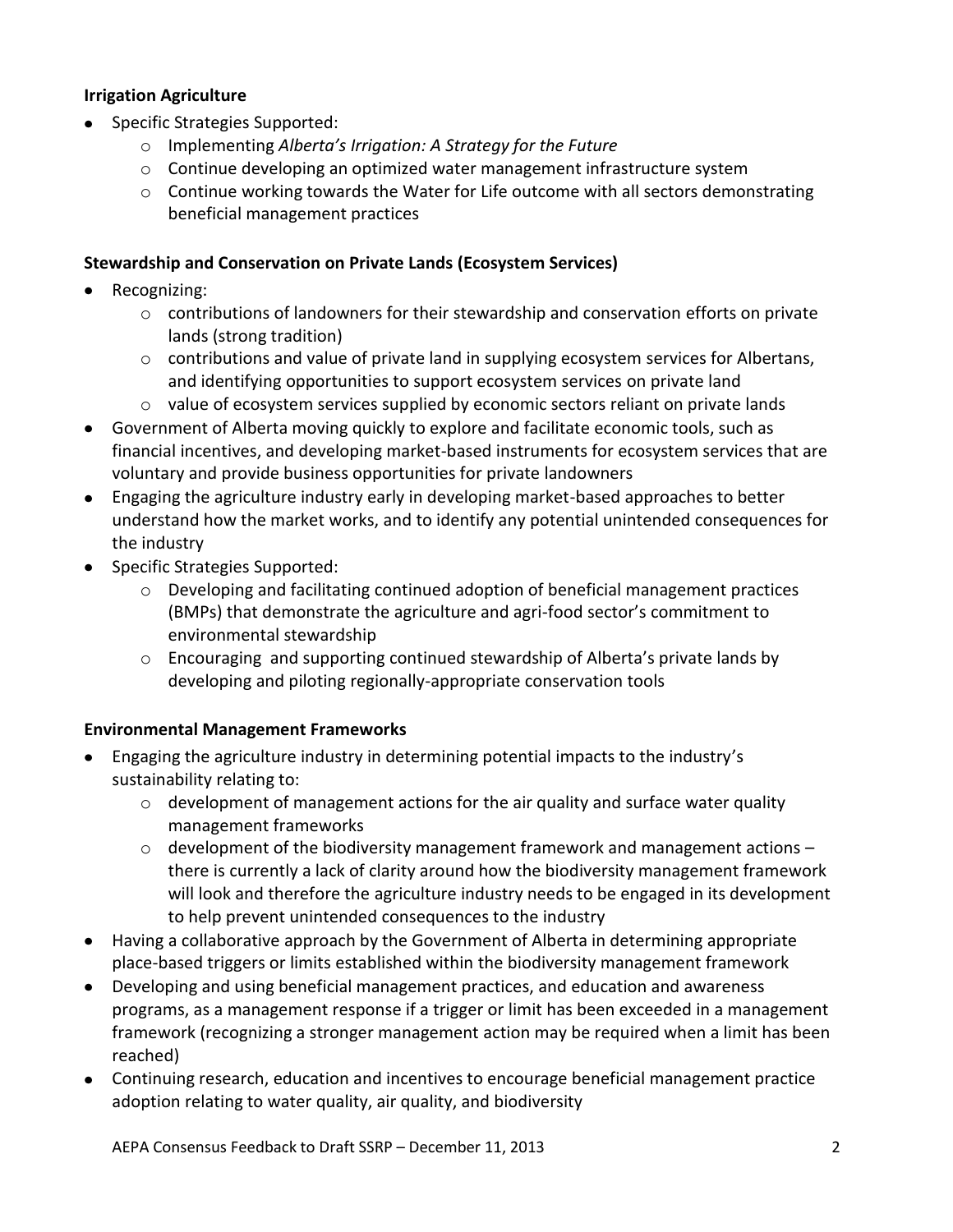**Irrigation Agriculture**

- Specific Strategies Supported:
  - Implementing *Alberta's Irrigation: A Strategy for the Future*
  - Continue developing an optimized water management infrastructure system
  - Continue working towards the Water for Life outcome with all sectors demonstrating beneficial management practices

**Stewardship and Conservation on Private Lands (Ecosystem Services)**

- Recognizing:
  - contributions of landowners for their stewardship and conservation efforts on private lands (strong tradition)
  - contributions and value of private land in supplying ecosystem services for Albertans, and identifying opportunities to support ecosystem services on private land
  - value of ecosystem services supplied by economic sectors reliant on private lands
- Government of Alberta moving quickly to explore and facilitate economic tools, such as financial incentives, and developing market-based instruments for ecosystem services that are voluntary and provide business opportunities for private landowners
- Engaging the agriculture industry early in developing market-based approaches to better understand how the market works, and to identify any potential unintended consequences for the industry
- Specific Strategies Supported:
  - Developing and facilitating continued adoption of beneficial management practices (BMPs) that demonstrate the agriculture and agri-food sector's commitment to environmental stewardship
  - Encouraging and supporting continued stewardship of Alberta's private lands by developing and piloting regionally-appropriate conservation tools

**Environmental Management Frameworks**

- Engaging the agriculture industry in determining potential impacts to the industry's sustainability relating to:
  - development of management actions for the air quality and surface water quality management frameworks
  - development of the biodiversity management framework and management actions – there is currently a lack of clarity around how the biodiversity management framework will look and therefore the agriculture industry needs to be engaged in its development to help prevent unintended consequences to the industry
- Having a collaborative approach by the Government of Alberta in determining appropriate place-based triggers or limits established within the biodiversity management framework
- Developing and using beneficial management practices, and education and awareness programs, as a management response if a trigger or limit has been exceeded in a management framework (recognizing a stronger management action may be required when a limit has been reached)
- Continuing research, education and incentives to encourage beneficial management practice adoption relating to water quality, air quality, and biodiversity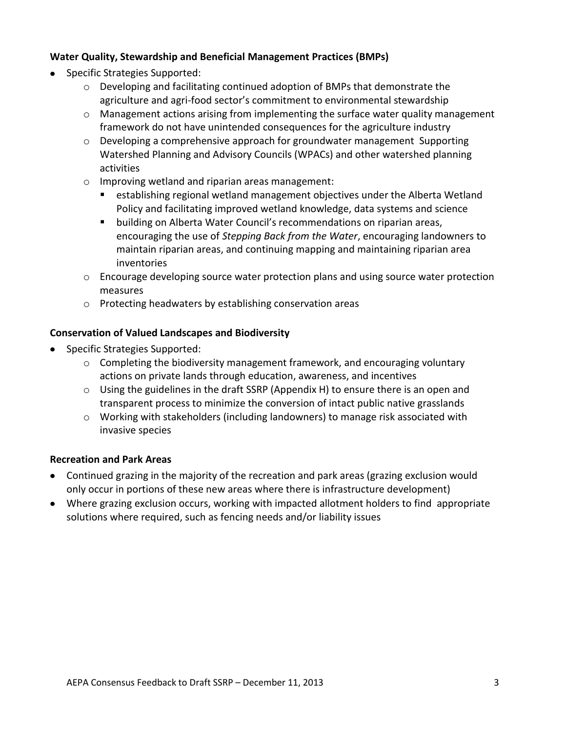**Water Quality, Stewardship and Beneficial Management Practices (BMPs)**

- Specific Strategies Supported:
  - Developing and facilitating continued adoption of BMPs that demonstrate the agriculture and agri-food sector's commitment to environmental stewardship
  - Management actions arising from implementing the surface water quality management framework do not have unintended consequences for the agriculture industry
  - Developing a comprehensive approach for groundwater management Supporting Watershed Planning and Advisory Councils (WPACs) and other watershed planning activities
  - Improving wetland and riparian areas management:
    - establishing regional wetland management objectives under the Alberta Wetland Policy and facilitating improved wetland knowledge, data systems and science
    - building on Alberta Water Council's recommendations on riparian areas, encouraging the use of *Stepping Back from the Water*, encouraging landowners to maintain riparian areas, and continuing mapping and maintaining riparian area inventories
  - Encourage developing source water protection plans and using source water protection measures
  - Protecting headwaters by establishing conservation areas

**Conservation of Valued Landscapes and Biodiversity**

- Specific Strategies Supported:
  - Completing the biodiversity management framework, and encouraging voluntary actions on private lands through education, awareness, and incentives
  - Using the guidelines in the draft SSRP (Appendix H) to ensure there is an open and transparent process to minimize the conversion of intact public native grasslands
  - Working with stakeholders (including landowners) to manage risk associated with invasive species

**Recreation and Park Areas**

- Continued grazing in the majority of the recreation and park areas (grazing exclusion would only occur in portions of these new areas where there is infrastructure development)
- Where grazing exclusion occurs, working with impacted allotment holders to find appropriate solutions where required, such as fencing needs and/or liability issues